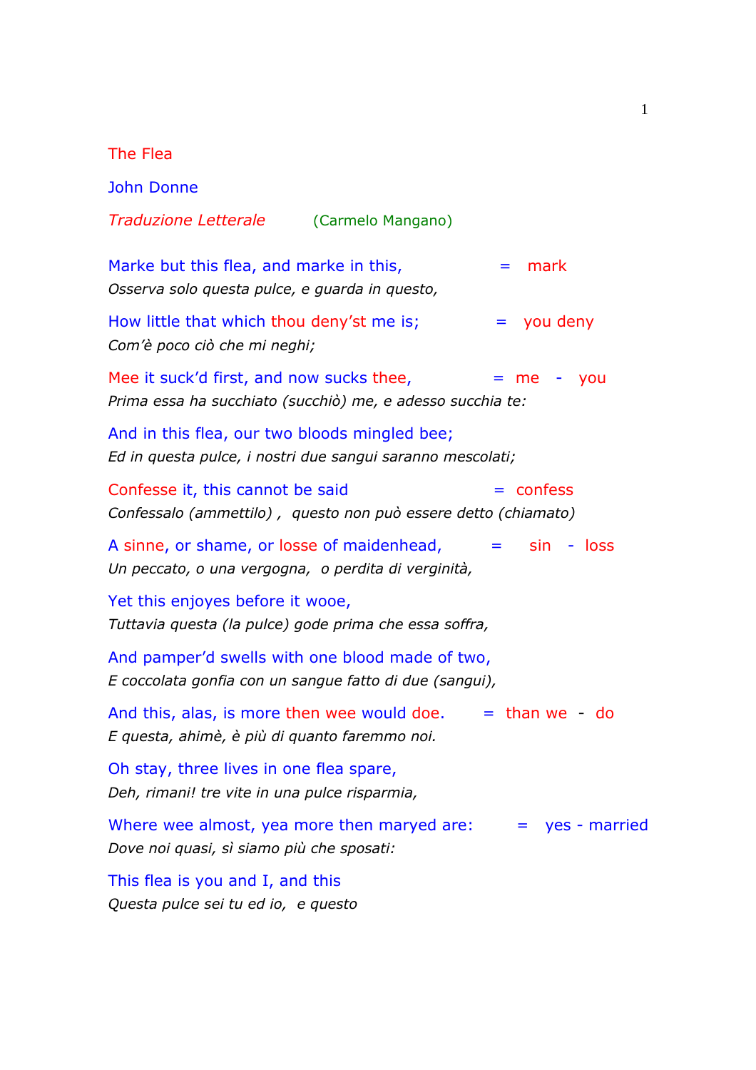# The Flea

John Donne

*Traduzione Letterale* (Carmelo Mangano)

Marke but this flea, and marke in this, = mark
*Osserva solo questa pulce, e guarda in questo,*

How little that which thou deny'st me is; = you deny
*Com'è poco ciò che mi neghi;*

Mee it suck'd first, and now sucks thee, = me - you
*Prima essa ha succhiato (succhiò) me, e adesso succhia te:*

And in this flea, our two bloods mingled bee;
*Ed in questa pulce, i nostri due sangui saranno mescolati;*

Confesse it, this cannot be said = confess
*Confessalo (ammettilo) , questo non può essere detto (chiamato)*

A sinne, or shame, or losse of maidenhead, = sin - loss
*Un peccato, o una vergogna, o perdita di verginità,*

Yet this enjoyes before it wooe,
*Tuttavia questa (la pulce) gode prima che essa soffra,*

And pamper'd swells with one blood made of two,
*E coccolata gonfia con un sangue fatto di due (sangui),*

And this, alas, is more then wee would doe. = than we - do
*E questa, ahimè, è più di quanto faremmo noi.*

Oh stay, three lives in one flea spare,
*Deh, rimani! tre vite in una pulce risparmia,*

Where wee almost, yea more then maryed are: = yes - married
*Dove noi quasi, sì siamo più che sposati:*

This flea is you and I, and this
*Questa pulce sei tu ed io, e questo*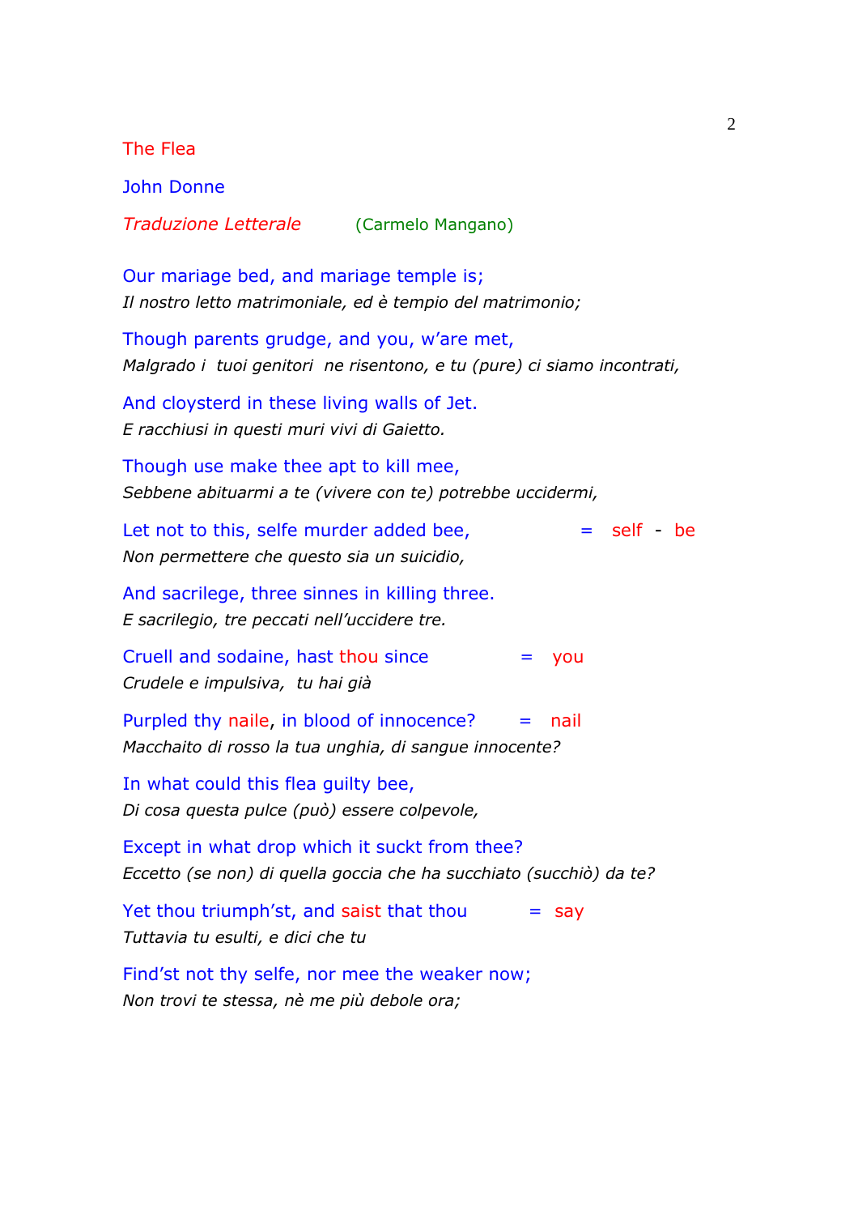The Flea

John Donne

*Traduzione Letterale* (Carmelo Mangano)

Our mariage bed, and mariage temple is;
*Il nostro letto matrimoniale, ed è tempio del matrimonio;*

Though parents grudge, and you, w'are met,
*Malgrado i tuoi genitori ne risentono, e tu (pure) ci siamo incontrati,*

And cloysterd in these living walls of Jet.
*E racchiusi in questi muri vivi di Gaietto.*

Though use make thee apt to kill mee,
*Sebbene abituarmi a te (vivere con te) potrebbe uccidermi,*

Let not to this, selfe murder added bee, = self - be
*Non permettere che questo sia un suicidio,*

And sacrilege, three sinnes in killing three.
*E sacrilegio, tre peccati nell'uccidere tre.*

Cruell and sodaine, hast thou since = you
*Crudele e impulsiva, tu hai già*

Purpled thy naile, in blood of innocence? = nail
*Macchaito di rosso la tua unghia, di sangue innocente?*

In what could this flea guilty bee,
*Di cosa questa pulce (può) essere colpevole,*

Except in what drop which it suckt from thee?
*Eccetto (se non) di quella goccia che ha succhiato (succhiò) da te?*

Yet thou triumph'st, and saist that thou = say
*Tuttavia tu esulti, e dici che tu*

Find'st not thy selfe, nor mee the weaker now;
*Non trovi te stessa, nè me più debole ora;*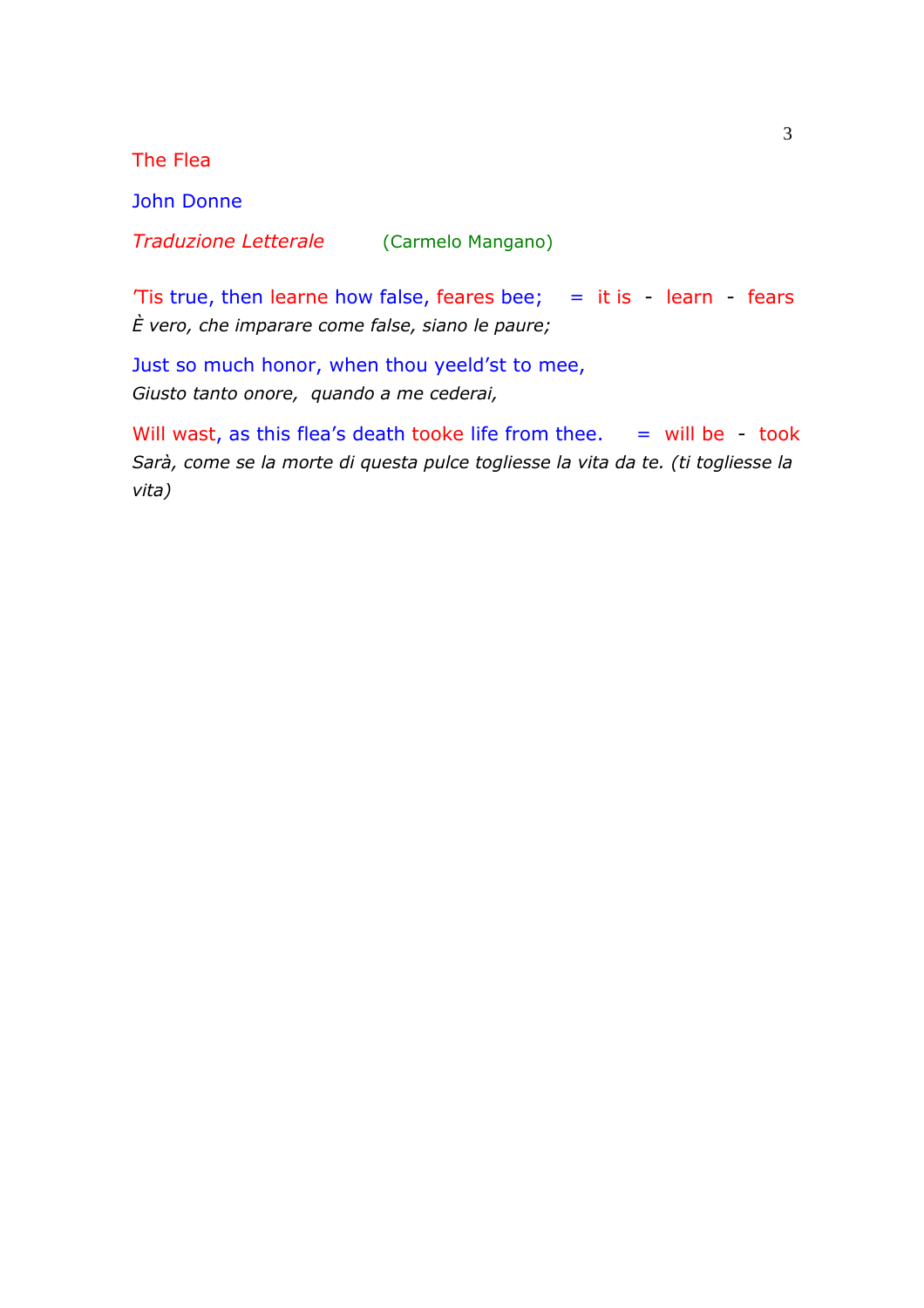The Flea

John Donne

*Traduzione Letterale* (Carmelo Mangano)

'Tis true, then learne how false, feares bee; = it is - learn - fears
*È vero, che imparare come false, siano le paure;*

Just so much honor, when thou yeeld'st to mee,
*Giusto tanto onore, quando a me cederai,*

Will wast, as this flea's death tooke life from thee. = will be - took
*Sarà, come se la morte di questa pulce togliesse la vita da te. (ti togliesse la vita)*